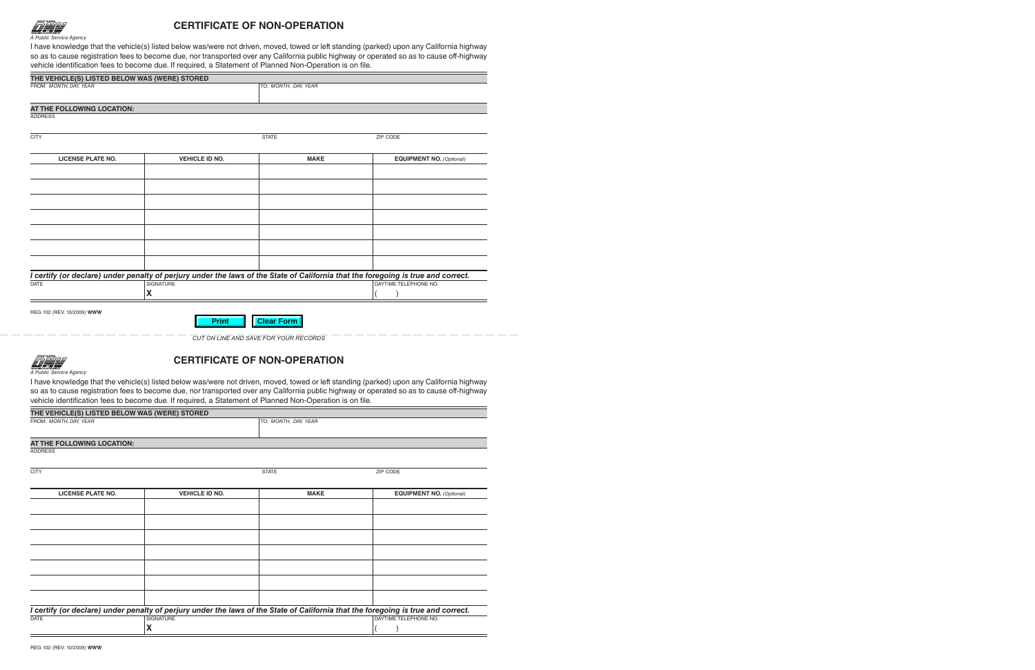*A Public Service Agency*

# CERTIFICATE OF NON-OPERATION

I have knowledge that the vehicle(s) listed below was/were not driven, moved, towed or left standing (parked) upon any California highway so as to cause registration fees to become due, nor transported over any California public highway or operated so as to cause off-highway vehicle identification fees to become due. If required, a Statement of Planned Non-Operation is on file.

**THE VEHICLE(S) LISTED BELOW WAS (WERE) STORED**

| FROM: *MONTH, DAY, YEAR* | TO: *MONTH, DAY, YEAR* |
|---|---|
| | |

**AT THE FOLLOWING LOCATION:**

| ADDRESS | | |
|---|---|---|
| | | |
| CITY | STATE | ZIP CODE |
| | | |

| LICENSE PLATE NO. | VEHICLE ID NO. | MAKE | EQUIPMENT NO. *(Optional)* |
|---|---|---|---|
| | | | |
| | | | |
| | | | |
| | | | |
| | | | |
| | | | |
| | | | |

***I certify (or declare) under penalty of perjury under the laws of the State of California that the foregoing is true and correct.***

| DATE | SIGNATURE | DAYTIME TELEPHONE NO. |
|---|---|---|
| | X | ( ) |

REG 102 (REV. 10/2009) **WWW**

Print | Clear Form

*CUT ON LINE AND SAVE FOR YOUR RECORDS*

*A Public Service Agency*

# CERTIFICATE OF NON-OPERATION

I have knowledge that the vehicle(s) listed below was/were not driven, moved, towed or left standing (parked) upon any California highway so as to cause registration fees to become due, nor transported over any California public highway or operated so as to cause off-highway vehicle identification fees to become due. If required, a Statement of Planned Non-Operation is on file.

**THE VEHICLE(S) LISTED BELOW WAS (WERE) STORED**

| FROM: *MONTH, DAY, YEAR* | TO: *MONTH, DAY, YEAR* |
|---|---|
| | |

**AT THE FOLLOWING LOCATION:**

| ADDRESS | | |
|---|---|---|
| | | |
| CITY | STATE | ZIP CODE |
| | | |

| LICENSE PLATE NO. | VEHICLE ID NO. | MAKE | EQUIPMENT NO. *(Optional)* |
|---|---|---|---|
| | | | |
| | | | |
| | | | |
| | | | |
| | | | |
| | | | |
| | | | |

***I certify (or declare) under penalty of perjury under the laws of the State of California that the foregoing is true and correct.***

| DATE | SIGNATURE | DAYTIME TELEPHONE NO. |
|---|---|---|
| | X | ( ) |

REG 102 (REV. 10/2009) **WWW**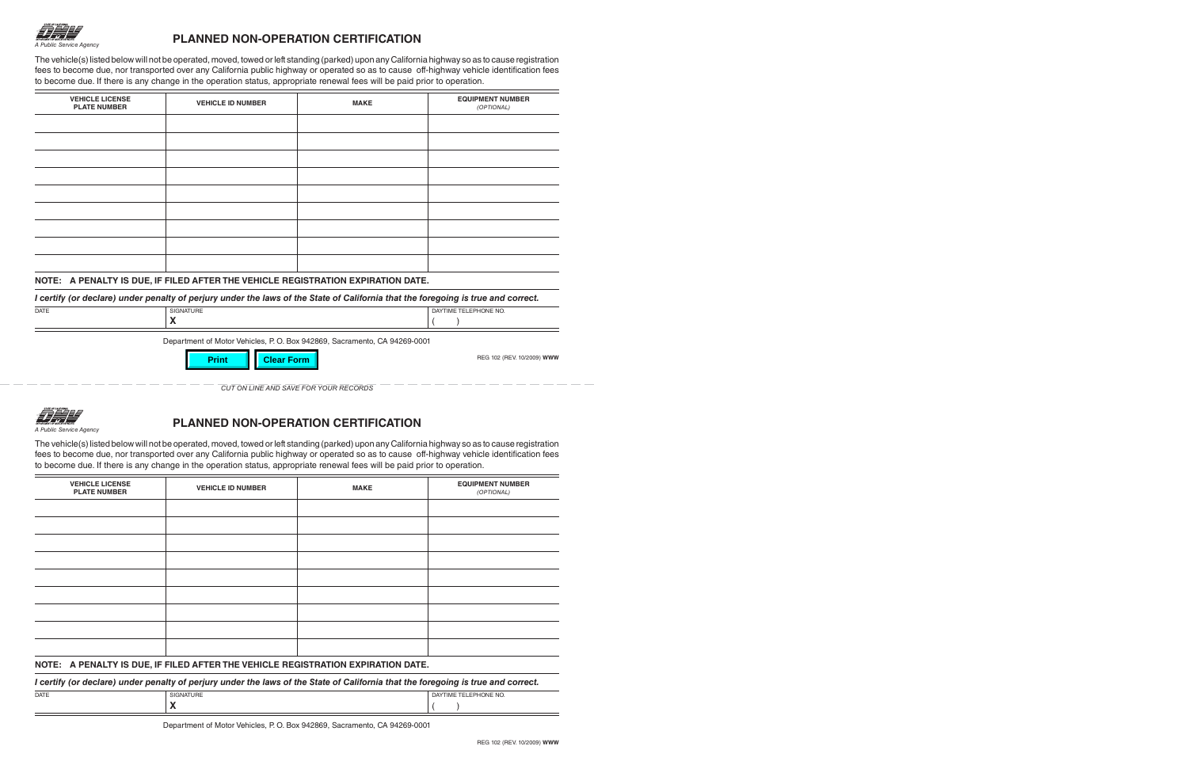A Public Service Agency

## PLANNED NON-OPERATION CERTIFICATION

The vehicle(s) listed below will not be operated, moved, towed or left standing (parked) upon any California highway so as to cause registration fees to become due, nor transported over any California public highway or operated so as to cause off-highway vehicle identification fees to become due. If there is any change in the operation status, appropriate renewal fees will be paid prior to operation.

| VEHICLE LICENSE PLATE NUMBER | VEHICLE ID NUMBER | MAKE | EQUIPMENT NUMBER *(OPTIONAL)* |
|---|---|---|---|
| | | | |
| | | | |
| | | | |
| | | | |
| | | | |
| | | | |
| | | | |
| | | | |
| | | | |

**NOTE: A PENALTY IS DUE, IF FILED AFTER THE VEHICLE REGISTRATION EXPIRATION DATE.**

***I certify (or declare) under penalty of perjury under the laws of the State of California that the foregoing is true and correct.***

| DATE | SIGNATURE | DAYTIME TELEPHONE NO. |
|---|---|---|
| | X | ( ) |

Department of Motor Vehicles, P. O. Box 942869, Sacramento, CA 94269-0001

Print | Clear Form

REG 102 (REV. 10/2009) **WWW**

*CUT ON LINE AND SAVE FOR YOUR RECORDS*

A Public Service Agency

## PLANNED NON-OPERATION CERTIFICATION

The vehicle(s) listed below will not be operated, moved, towed or left standing (parked) upon any California highway so as to cause registration fees to become due, nor transported over any California public highway or operated so as to cause off-highway vehicle identification fees to become due. If there is any change in the operation status, appropriate renewal fees will be paid prior to operation.

| VEHICLE LICENSE PLATE NUMBER | VEHICLE ID NUMBER | MAKE | EQUIPMENT NUMBER *(OPTIONAL)* |
|---|---|---|---|
| | | | |
| | | | |
| | | | |
| | | | |
| | | | |
| | | | |
| | | | |
| | | | |
| | | | |

**NOTE: A PENALTY IS DUE, IF FILED AFTER THE VEHICLE REGISTRATION EXPIRATION DATE.**

***I certify (or declare) under penalty of perjury under the laws of the State of California that the foregoing is true and correct.***

| DATE | SIGNATURE | DAYTIME TELEPHONE NO. |
|---|---|---|
| | X | ( ) |

Department of Motor Vehicles, P. O. Box 942869, Sacramento, CA 94269-0001

REG 102 (REV. 10/2009) **WWW**